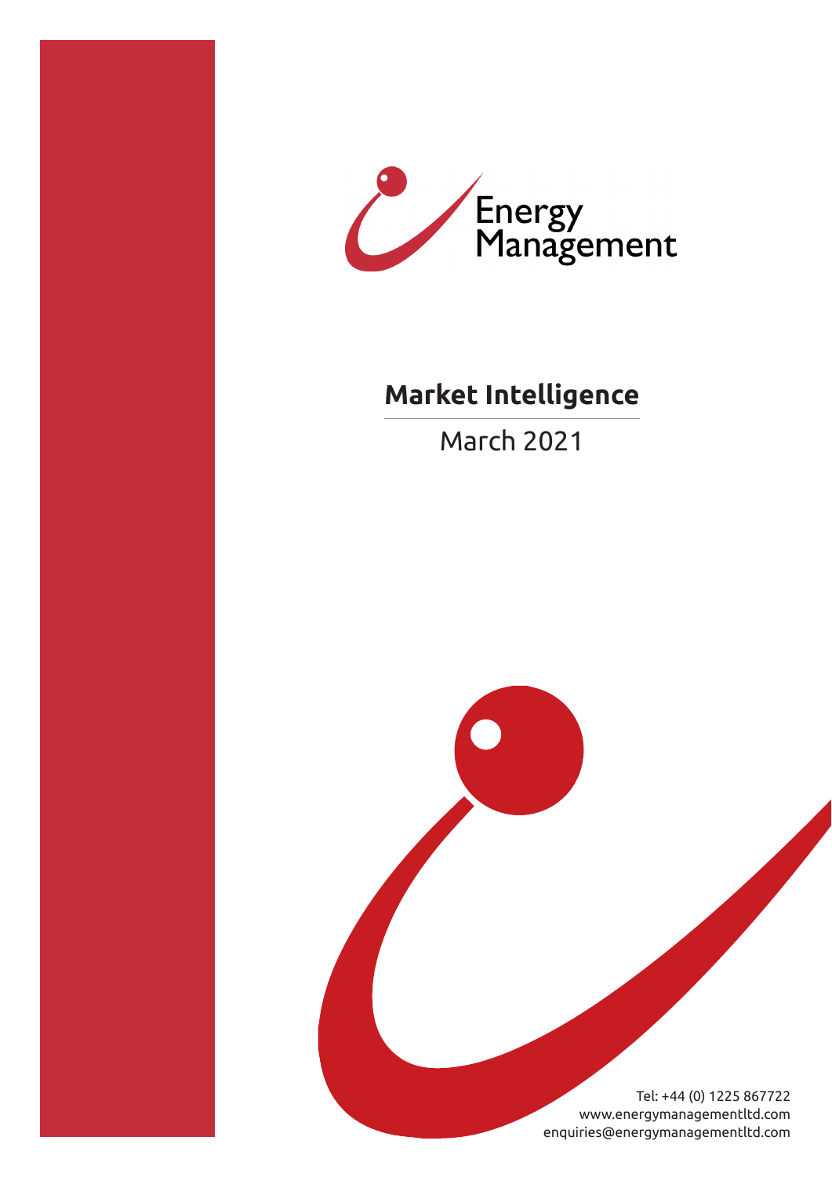Energy Management

# Market Intelligence

March 2021

Tel: +44 (0) 1225 867722
www.energymanagementltd.com
enquiries@energymanagementltd.com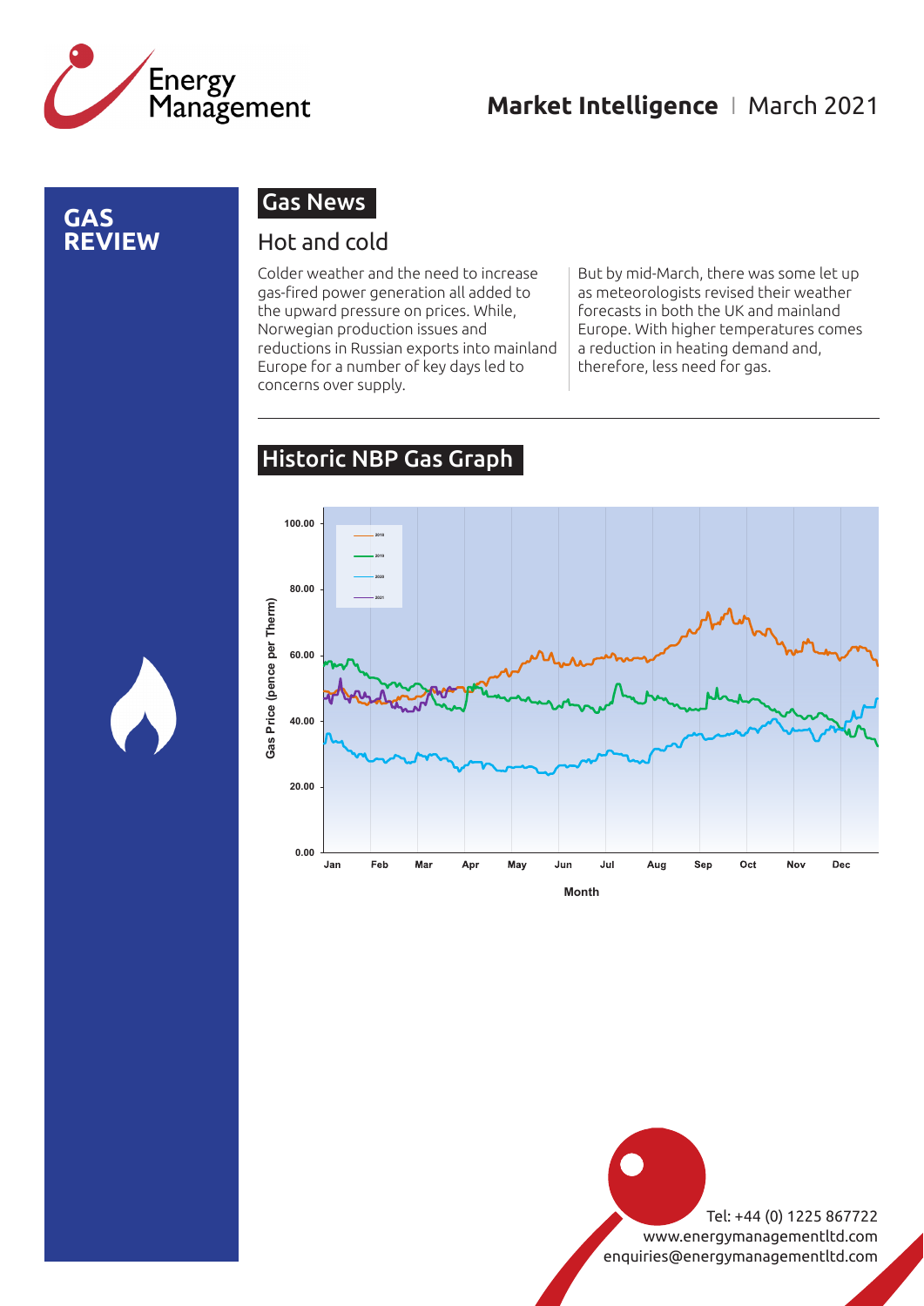Market Intelligence | March 2021

# GAS REVIEW

## Gas News

### Hot and cold

Colder weather and the need to increase gas-fired power generation all added to the upward pressure on prices. While, Norwegian production issues and reductions in Russian exports into mainland Europe for a number of key days led to concerns over supply.

But by mid-March, there was some let up as meteorologists revised their weather forecasts in both the UK and mainland Europe. With higher temperatures comes a reduction in heating demand and, therefore, less need for gas.

## Historic NBP Gas Graph

Tel: +44 (0) 1225 867722
www.energymanagementltd.com
enquiries@energymanagementltd.com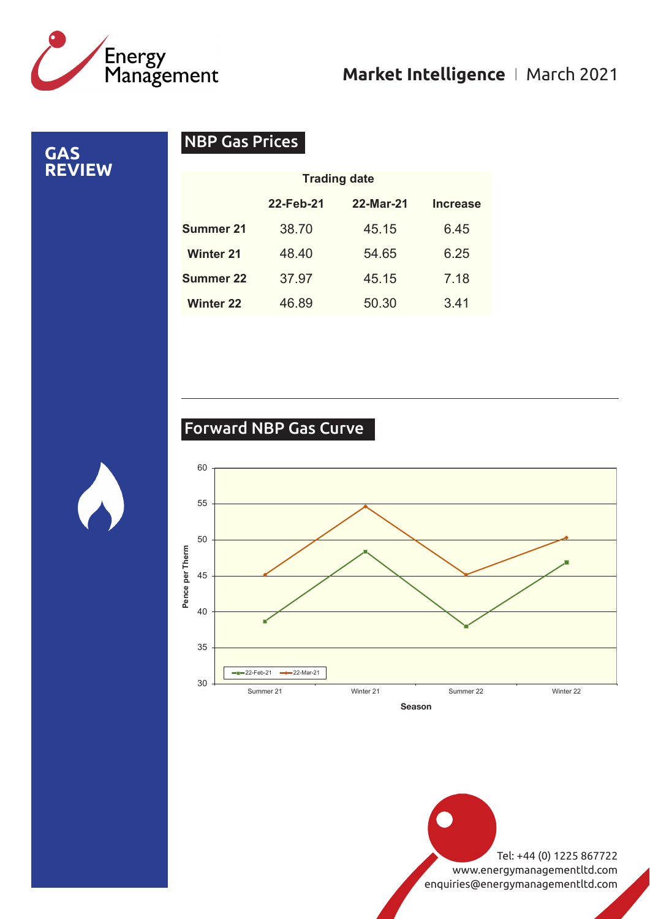# GAS REVIEW

## NBP Gas Prices

| | Trading date | | |
|---|---|---|---|
| | 22-Feb-21 | 22-Mar-21 | Increase |
| **Summer 21** | 38.70 | 45.15 | 6.45 |
| **Winter 21** | 48.40 | 54.65 | 6.25 |
| **Summer 22** | 37.97 | 45.15 | 7.18 |
| **Winter 22** | 46.89 | 50.30 | 3.41 |

## Forward NBP Gas Curve

Tel: +44 (0) 1225 867722
www.energymanagementltd.com
enquiries@energymanagementltd.com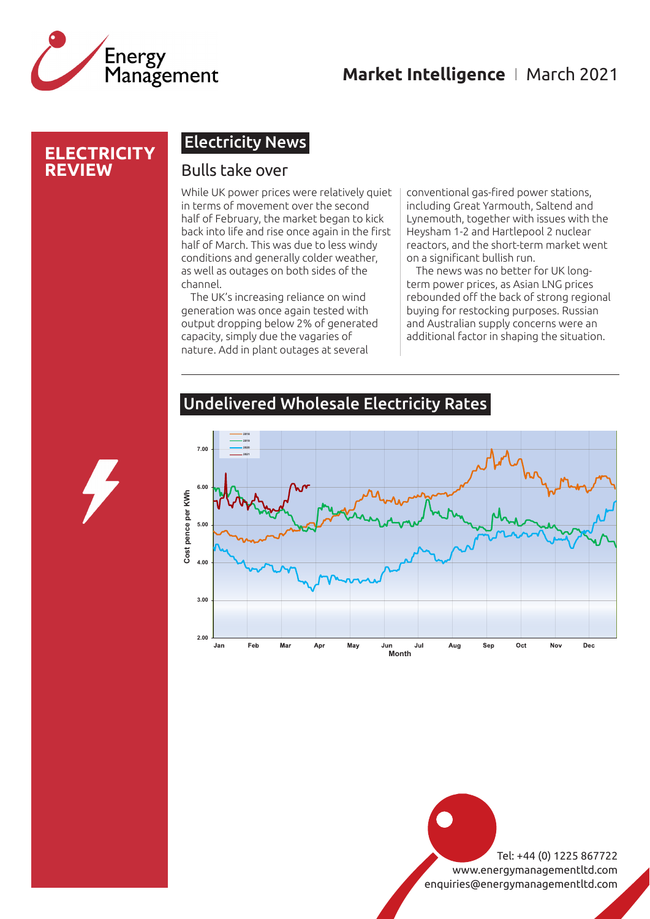# ELECTRICITY REVIEW

## Electricity News

### Bulls take over

While UK power prices were relatively quiet in terms of movement over the second half of February, the market began to kick back into life and rise once again in the first half of March. This was due to less windy conditions and generally colder weather, as well as outages on both sides of the channel.

The UK's increasing reliance on wind generation was once again tested with output dropping below 2% of generated capacity, simply due the vagaries of nature. Add in plant outages at several conventional gas-fired power stations, including Great Yarmouth, Saltend and Lynemouth, together with issues with the Heysham 1-2 and Hartlepool 2 nuclear reactors, and the short-term market went on a significant bullish run.

The news was no better for UK long-term power prices, as Asian LNG prices rebounded off the back of strong regional buying for restocking purposes. Russian and Australian supply concerns were an additional factor in shaping the situation.

## Undelivered Wholesale Electricity Rates

Tel: +44 (0) 1225 867722
www.energymanagementltd.com
enquiries@energymanagementltd.com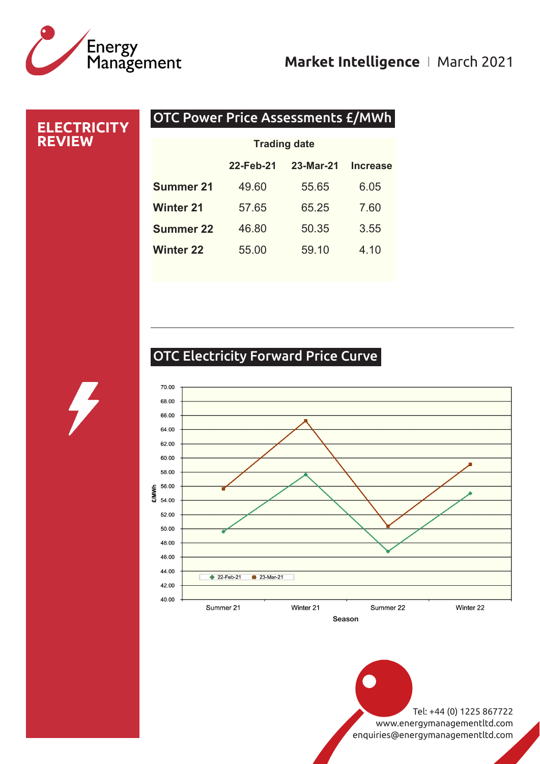# ELECTRICITY REVIEW

## OTC Power Price Assessments £/MWh

| | Trading date | | |
|---|---|---|---|
| | 22-Feb-21 | 23-Mar-21 | Increase |
| **Summer 21** | 49.60 | 55.65 | 6.05 |
| **Winter 21** | 57.65 | 65.25 | 7.60 |
| **Summer 22** | 46.80 | 50.35 | 3.55 |
| **Winter 22** | 55.00 | 59.10 | 4.10 |

## OTC Electricity Forward Price Curve

Tel: +44 (0) 1225 867722
www.energymanagementltd.com
enquiries@energymanagementltd.com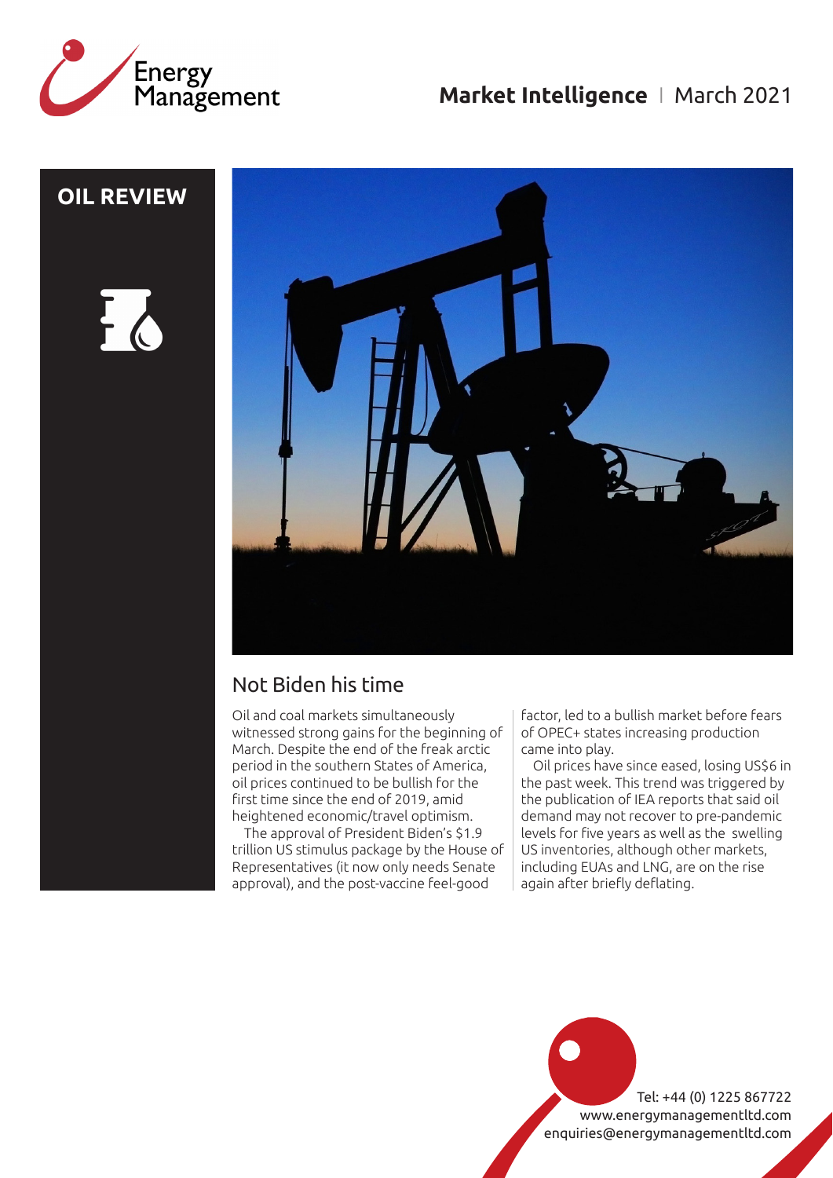## OIL REVIEW

# Not Biden his time

Oil and coal markets simultaneously witnessed strong gains for the beginning of March. Despite the end of the freak arctic period in the southern States of America, oil prices continued to be bullish for the first time since the end of 2019, amid heightened economic/travel optimism.

The approval of President Biden's $1.9 trillion US stimulus package by the House of Representatives (it now only needs Senate approval), and the post-vaccine feel-good factor, led to a bullish market before fears of OPEC+ states increasing production came into play.

Oil prices have since eased, losing US$6 in the past week. This trend was triggered by the publication of IEA reports that said oil demand may not recover to pre-pandemic levels for five years as well as the swelling US inventories, although other markets, including EUAs and LNG, are on the rise again after briefly deflating.

Tel: +44 (0) 1225 867722
www.energymanagementltd.com
enquiries@energymanagementltd.com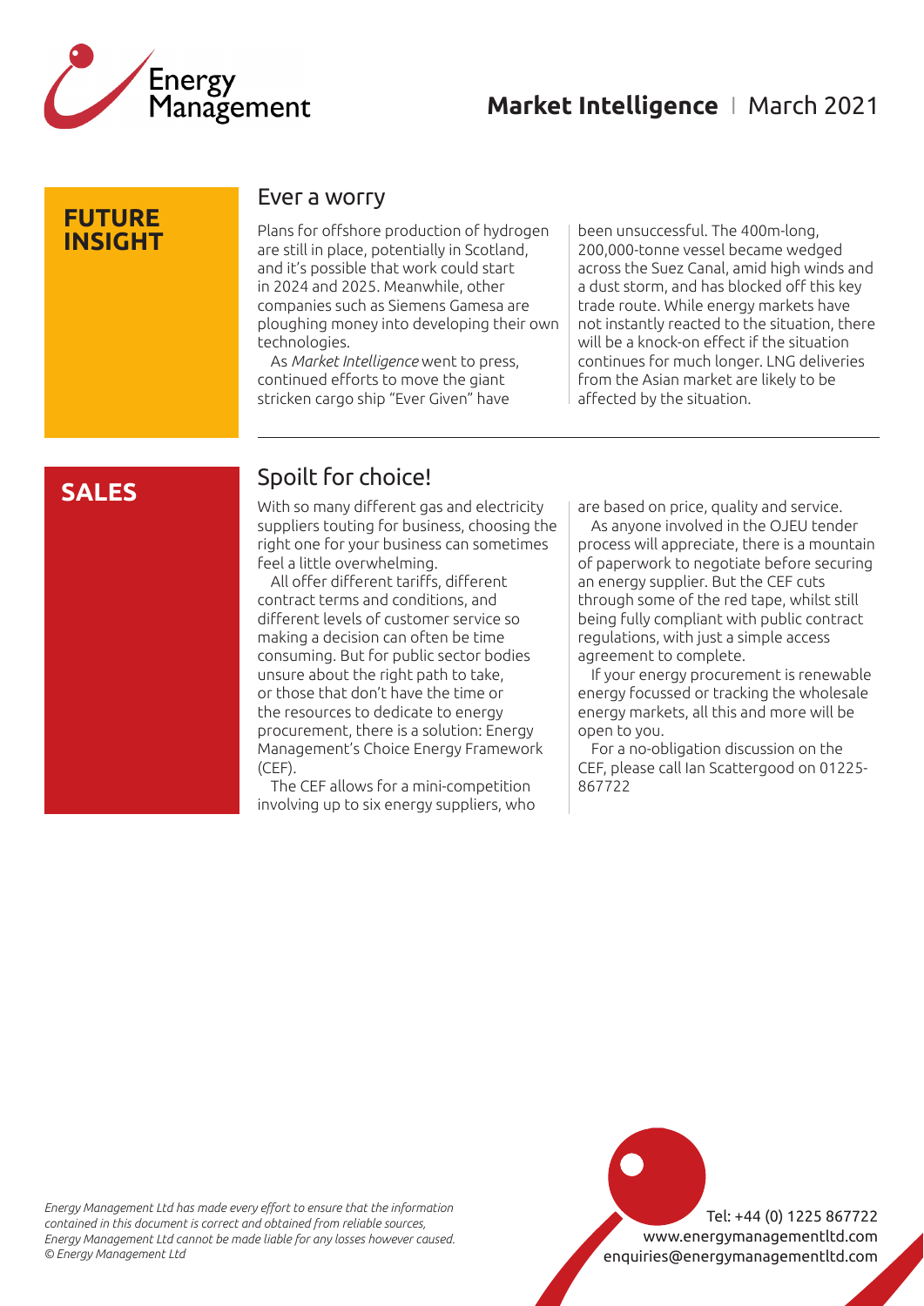## FUTURE INSIGHT

### Ever a worry

Plans for offshore production of hydrogen are still in place, potentially in Scotland, and it's possible that work could start in 2024 and 2025. Meanwhile, other companies such as Siemens Gamesa are ploughing money into developing their own technologies.

As *Market Intelligence* went to press, continued efforts to move the giant stricken cargo ship "Ever Given" have been unsuccessful. The 400m-long, 200,000-tonne vessel became wedged across the Suez Canal, amid high winds and a dust storm, and has blocked off this key trade route. While energy markets have not instantly reacted to the situation, there will be a knock-on effect if the situation continues for much longer. LNG deliveries from the Asian market are likely to be affected by the situation.

## SALES

### Spoilt for choice!

With so many different gas and electricity suppliers touting for business, choosing the right one for your business can sometimes feel a little overwhelming.

All offer different tariffs, different contract terms and conditions, and different levels of customer service so making a decision can often be time consuming. But for public sector bodies unsure about the right path to take, or those that don't have the time or the resources to dedicate to energy procurement, there is a solution: Energy Management's Choice Energy Framework (CEF).

The CEF allows for a mini-competition involving up to six energy suppliers, who are based on price, quality and service.

As anyone involved in the OJEU tender process will appreciate, there is a mountain of paperwork to negotiate before securing an energy supplier. But the CEF cuts through some of the red tape, whilst still being fully compliant with public contract regulations, with just a simple access agreement to complete.

If your energy procurement is renewable energy focussed or tracking the wholesale energy markets, all this and more will be open to you.

For a no-obligation discussion on the CEF, please call Ian Scattergood on 01225-867722

*Energy Management Ltd has made every effort to ensure that the information contained in this document is correct and obtained from reliable sources, Energy Management Ltd cannot be made liable for any losses however caused. © Energy Management Ltd*

Tel: +44 (0) 1225 867722
www.energymanagementltd.com
enquiries@energymanagementltd.com